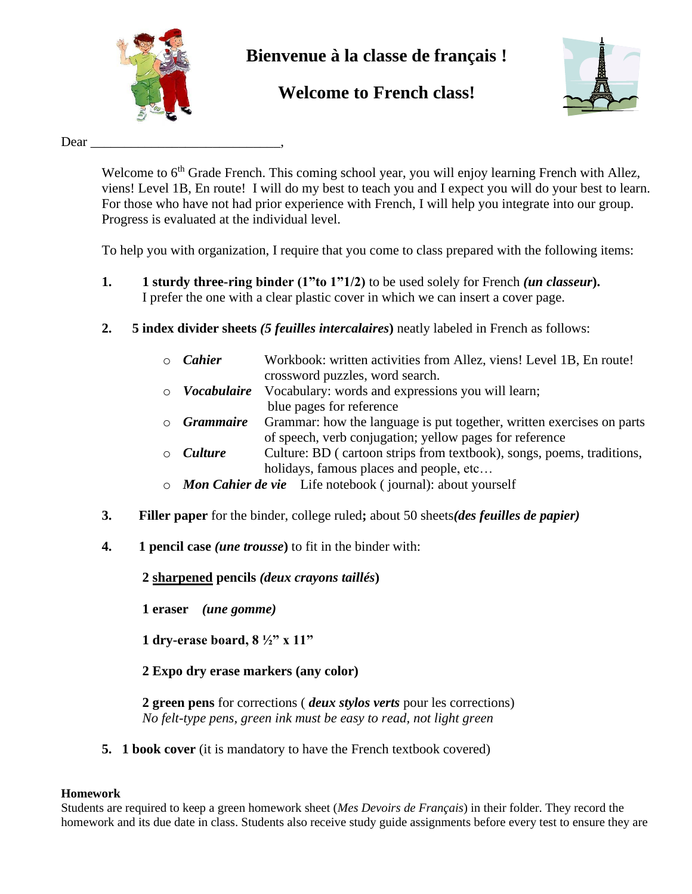# Bienvenue à la classe de français !

# Welcome to French class!

Dear ____________________________,

Welcome to 6th Grade French. This coming school year, you will enjoy learning French with Allez, viens! Level 1B, En route! I will do my best to teach you and I expect you will do your best to learn. For those who have not had prior experience with French, I will help you integrate into our group. Progress is evaluated at the individual level.

To help you with organization, I require that you come to class prepared with the following items:

1. **1 sturdy three-ring binder (1"to 1"1/2)** to be used solely for French ***(un classeur*)**. I prefer the one with a clear plastic cover in which we can insert a cover page.

2. **5 index divider sheets *(5 feuilles intercalaires*)** neatly labeled in French as follows:

   - ***Cahier*** Workbook: written activities from Allez, viens! Level 1B, En route! crossword puzzles, word search.
   - ***Vocabulaire*** Vocabulary: words and expressions you will learn; blue pages for reference
   - ***Grammaire*** Grammar: how the language is put together, written exercises on parts of speech, verb conjugation; yellow pages for reference
   - ***Culture*** Culture: BD ( cartoon strips from textbook), songs, poems, traditions, holidays, famous places and people, etc…
   - ***Mon Cahier de vie*** Life notebook ( journal): about yourself

3. **Filler paper** for the binder, college ruled**;** about 50 sheets***(des feuilles de papier)***

4. **1 pencil case *(une trousse*)** to fit in the binder with:

   **2 <u>sharpened</u> pencils *(deux crayons taillés*)**

   **1 eraser *(une gomme)***

   **1 dry-erase board, 8 ½" x 11"**

   **2 Expo dry erase markers (any color)**

   **2 green pens** for corrections ( ***deux stylos verts*** pour les corrections)
   *No felt-type pens, green ink must be easy to read, not light green*

5. **1 book cover** (it is mandatory to have the French textbook covered)

**Homework**

Students are required to keep a green homework sheet (*Mes Devoirs de Français*) in their folder. They record the homework and its due date in class. Students also receive study guide assignments before every test to ensure they are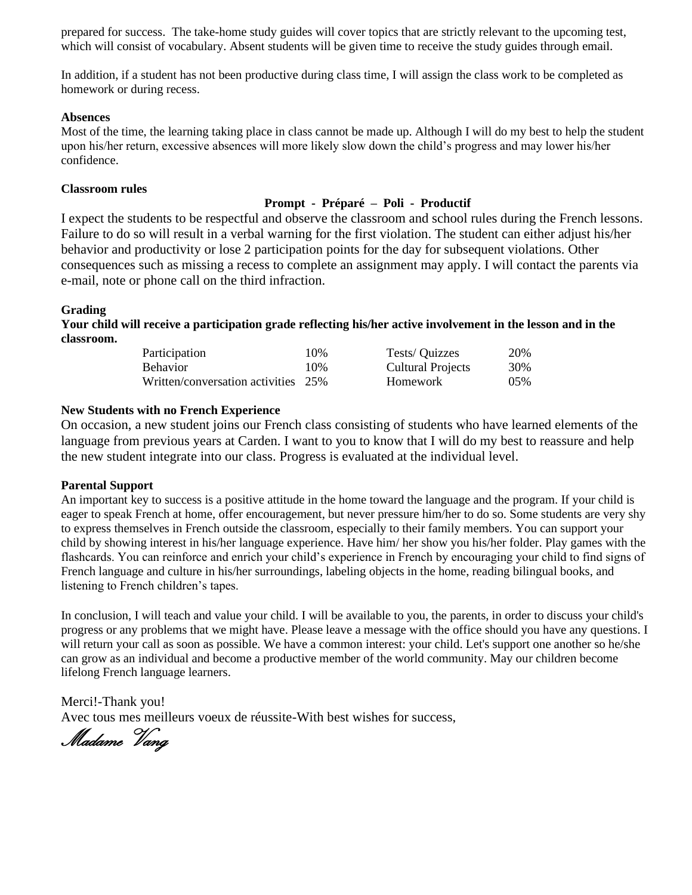prepared for success. The take-home study guides will cover topics that are strictly relevant to the upcoming test, which will consist of vocabulary. Absent students will be given time to receive the study guides through email.

In addition, if a student has not been productive during class time, I will assign the class work to be completed as homework or during recess.

**Absences**

Most of the time, the learning taking place in class cannot be made up. Although I will do my best to help the student upon his/her return, excessive absences will more likely slow down the child's progress and may lower his/her confidence.

**Classroom rules**

**Prompt - Préparé – Poli - Productif**

I expect the students to be respectful and observe the classroom and school rules during the French lessons. Failure to do so will result in a verbal warning for the first violation. The student can either adjust his/her behavior and productivity or lose 2 participation points for the day for subsequent violations. Other consequences such as missing a recess to complete an assignment may apply. I will contact the parents via e-mail, note or phone call on the third infraction.

**Grading**

**Your child will receive a participation grade reflecting his/her active involvement in the lesson and in the classroom.**

| | | | |
|---|---|---|---|
| Participation | 10% | Tests/ Quizzes | 20% |
| Behavior | 10% | Cultural Projects | 30% |
| Written/conversation activities | 25% | Homework | 05% |

**New Students with no French Experience**

On occasion, a new student joins our French class consisting of students who have learned elements of the language from previous years at Carden. I want to you to know that I will do my best to reassure and help the new student integrate into our class. Progress is evaluated at the individual level.

**Parental Support**

An important key to success is a positive attitude in the home toward the language and the program. If your child is eager to speak French at home, offer encouragement, but never pressure him/her to do so. Some students are very shy to express themselves in French outside the classroom, especially to their family members. You can support your child by showing interest in his/her language experience. Have him/ her show you his/her folder. Play games with the flashcards. You can reinforce and enrich your child's experience in French by encouraging your child to find signs of French language and culture in his/her surroundings, labeling objects in the home, reading bilingual books, and listening to French children's tapes.

In conclusion, I will teach and value your child. I will be available to you, the parents, in order to discuss your child's progress or any problems that we might have. Please leave a message with the office should you have any questions. I will return your call as soon as possible. We have a common interest: your child. Let's support one another so he/she can grow as an individual and become a productive member of the world community. May our children become lifelong French language learners.

Merci!-Thank you!

Avec tous mes meilleurs voeux de réussite-With best wishes for success,

*Madame Vang*